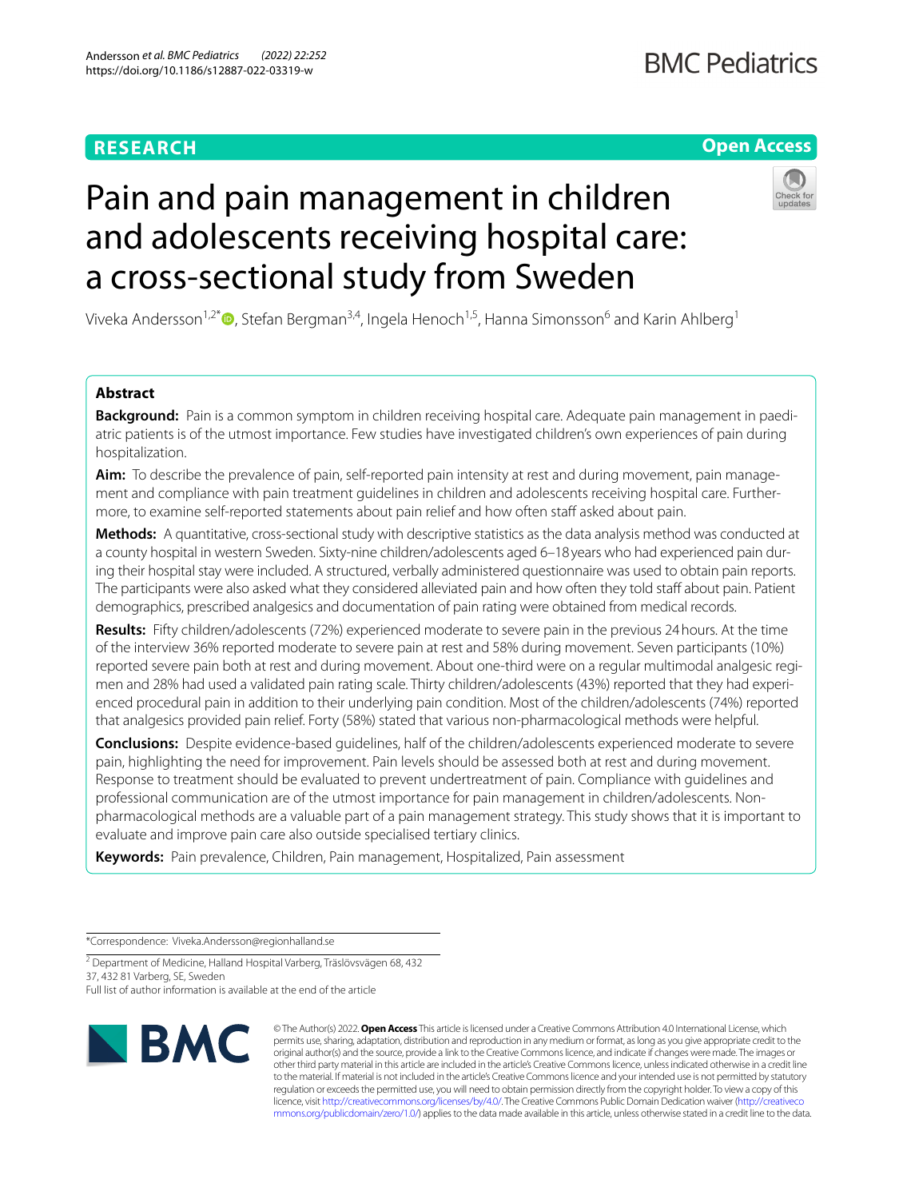RESEARCH

Open Access

# Pain and pain management in children and adolescents receiving hospital care: a cross-sectional study from Sweden

Viveka Andersson[1,2*], Stefan Bergman[3,4], Ingela Henoch[1,5], Hanna Simonsson[6] and Karin Ahlberg[1]

## Abstract

**Background:** Pain is a common symptom in children receiving hospital care. Adequate pain management in paediatric patients is of the utmost importance. Few studies have investigated children's own experiences of pain during hospitalization.

**Aim:** To describe the prevalence of pain, self-reported pain intensity at rest and during movement, pain management and compliance with pain treatment guidelines in children and adolescents receiving hospital care. Furthermore, to examine self-reported statements about pain relief and how often staff asked about pain.

**Methods:** A quantitative, cross-sectional study with descriptive statistics as the data analysis method was conducted at a county hospital in western Sweden. Sixty-nine children/adolescents aged 6–18 years who had experienced pain during their hospital stay were included. A structured, verbally administered questionnaire was used to obtain pain reports. The participants were also asked what they considered alleviated pain and how often they told staff about pain. Patient demographics, prescribed analgesics and documentation of pain rating were obtained from medical records.

**Results:** Fifty children/adolescents (72%) experienced moderate to severe pain in the previous 24 hours. At the time of the interview 36% reported moderate to severe pain at rest and 58% during movement. Seven participants (10%) reported severe pain both at rest and during movement. About one-third were on a regular multimodal analgesic regimen and 28% had used a validated pain rating scale. Thirty children/adolescents (43%) reported that they had experienced procedural pain in addition to their underlying pain condition. Most of the children/adolescents (74%) reported that analgesics provided pain relief. Forty (58%) stated that various non-pharmacological methods were helpful.

**Conclusions:** Despite evidence-based guidelines, half of the children/adolescents experienced moderate to severe pain, highlighting the need for improvement. Pain levels should be assessed both at rest and during movement. Response to treatment should be evaluated to prevent undertreatment of pain. Compliance with guidelines and professional communication are of the utmost importance for pain management in children/adolescents. Non-pharmacological methods are a valuable part of a pain management strategy. This study shows that it is important to evaluate and improve pain care also outside specialised tertiary clinics.

**Keywords:** Pain prevalence, Children, Pain management, Hospitalized, Pain assessment

*Correspondence: Viveka.Andersson@regionhalland.se

[2] Department of Medicine, Halland Hospital Varberg, Träslövsvägen 68, 432 37, 432 81 Varberg, SE, Sweden

Full list of author information is available at the end of the article

© The Author(s) 2022. **Open Access** This article is licensed under a Creative Commons Attribution 4.0 International License, which permits use, sharing, adaptation, distribution and reproduction in any medium or format, as long as you give appropriate credit to the original author(s) and the source, provide a link to the Creative Commons licence, and indicate if changes were made. The images or other third party material in this article are included in the article's Creative Commons licence, unless indicated otherwise in a credit line to the material. If material is not included in the article's Creative Commons licence and your intended use is not permitted by statutory regulation or exceeds the permitted use, you will need to obtain permission directly from the copyright holder. To view a copy of this licence, visit http://creativecommons.org/licenses/by/4.0/. The Creative Commons Public Domain Dedication waiver (http://creativecommons.org/publicdomain/zero/1.0/) applies to the data made available in this article, unless otherwise stated in a credit line to the data.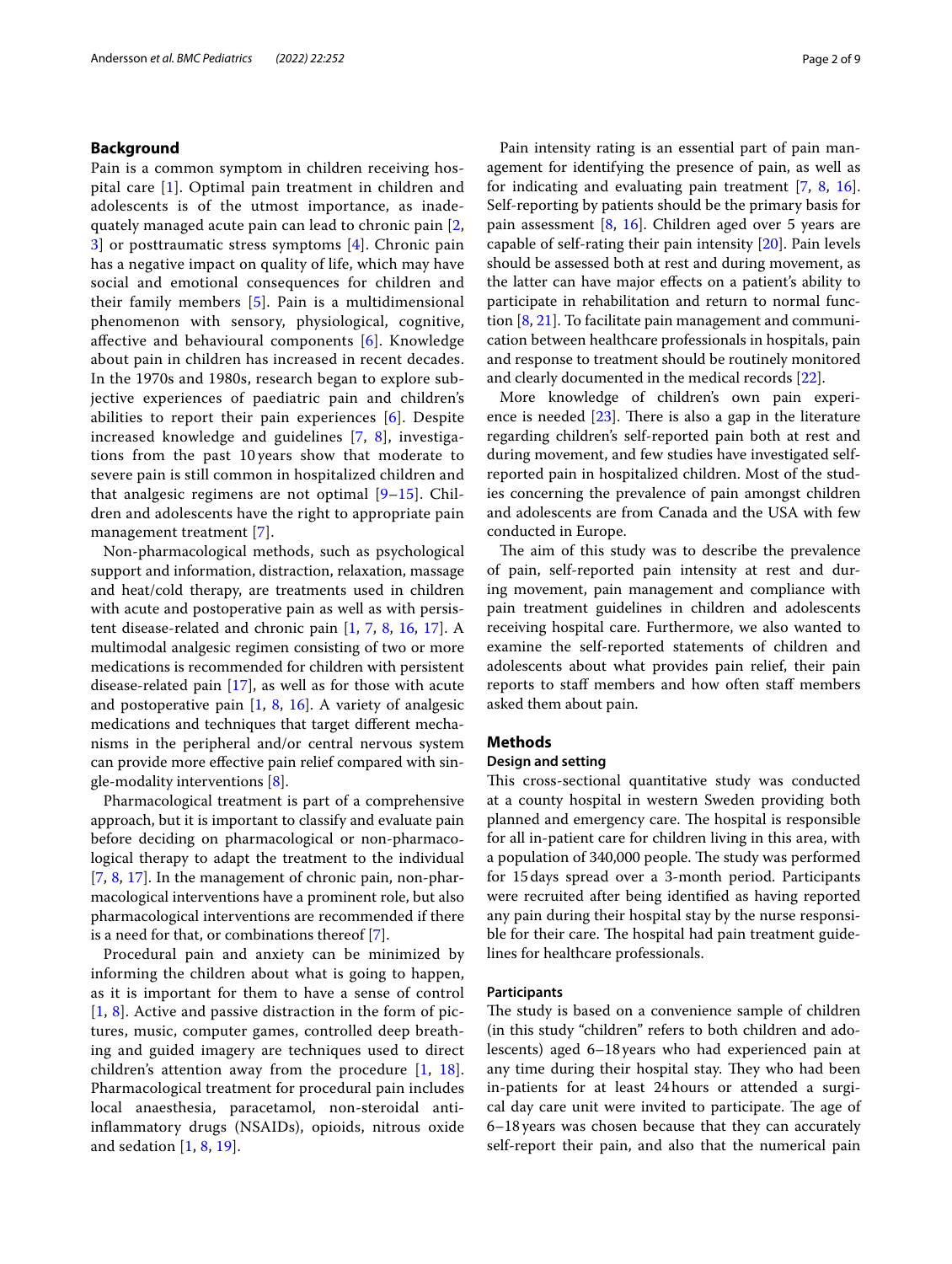## Background

Pain is a common symptom in children receiving hospital care [1]. Optimal pain treatment in children and adolescents is of the utmost importance, as inadequately managed acute pain can lead to chronic pain [2, 3] or posttraumatic stress symptoms [4]. Chronic pain has a negative impact on quality of life, which may have social and emotional consequences for children and their family members [5]. Pain is a multidimensional phenomenon with sensory, physiological, cognitive, affective and behavioural components [6]. Knowledge about pain in children has increased in recent decades. In the 1970s and 1980s, research began to explore subjective experiences of paediatric pain and children's abilities to report their pain experiences [6]. Despite increased knowledge and guidelines [7, 8], investigations from the past 10 years show that moderate to severe pain is still common in hospitalized children and that analgesic regimens are not optimal [9–15]. Children and adolescents have the right to appropriate pain management treatment [7].

Non-pharmacological methods, such as psychological support and information, distraction, relaxation, massage and heat/cold therapy, are treatments used in children with acute and postoperative pain as well as with persistent disease-related and chronic pain [1, 7, 8, 16, 17]. A multimodal analgesic regimen consisting of two or more medications is recommended for children with persistent disease-related pain [17], as well as for those with acute and postoperative pain [1, 8, 16]. A variety of analgesic medications and techniques that target different mechanisms in the peripheral and/or central nervous system can provide more effective pain relief compared with single-modality interventions [8].

Pharmacological treatment is part of a comprehensive approach, but it is important to classify and evaluate pain before deciding on pharmacological or non-pharmacological therapy to adapt the treatment to the individual [7, 8, 17]. In the management of chronic pain, non-pharmacological interventions have a prominent role, but also pharmacological interventions are recommended if there is a need for that, or combinations thereof [7].

Procedural pain and anxiety can be minimized by informing the children about what is going to happen, as it is important for them to have a sense of control [1, 8]. Active and passive distraction in the form of pictures, music, computer games, controlled deep breathing and guided imagery are techniques used to direct children's attention away from the procedure [1, 18]. Pharmacological treatment for procedural pain includes local anaesthesia, paracetamol, non-steroidal anti-inflammatory drugs (NSAIDs), opioids, nitrous oxide and sedation [1, 8, 19].

Pain intensity rating is an essential part of pain management for identifying the presence of pain, as well as for indicating and evaluating pain treatment [7, 8, 16]. Self-reporting by patients should be the primary basis for pain assessment [8, 16]. Children aged over 5 years are capable of self-rating their pain intensity [20]. Pain levels should be assessed both at rest and during movement, as the latter can have major effects on a patient's ability to participate in rehabilitation and return to normal function [8, 21]. To facilitate pain management and communication between healthcare professionals in hospitals, pain and response to treatment should be routinely monitored and clearly documented in the medical records [22].

More knowledge of children's own pain experience is needed [23]. There is also a gap in the literature regarding children's self-reported pain both at rest and during movement, and few studies have investigated self-reported pain in hospitalized children. Most of the studies concerning the prevalence of pain amongst children and adolescents are from Canada and the USA with few conducted in Europe.

The aim of this study was to describe the prevalence of pain, self-reported pain intensity at rest and during movement, pain management and compliance with pain treatment guidelines in children and adolescents receiving hospital care. Furthermore, we also wanted to examine the self-reported statements of children and adolescents about what provides pain relief, their pain reports to staff members and how often staff members asked them about pain.

## Methods

### Design and setting

This cross-sectional quantitative study was conducted at a county hospital in western Sweden providing both planned and emergency care. The hospital is responsible for all in-patient care for children living in this area, with a population of 340,000 people. The study was performed for 15 days spread over a 3-month period. Participants were recruited after being identified as having reported any pain during their hospital stay by the nurse responsible for their care. The hospital had pain treatment guidelines for healthcare professionals.

#### Participants

The study is based on a convenience sample of children (in this study "children" refers to both children and adolescents) aged 6–18 years who had experienced pain at any time during their hospital stay. They who had been in-patients for at least 24 hours or attended a surgical day care unit were invited to participate. The age of 6–18 years was chosen because that they can accurately self-report their pain, and also that the numerical pain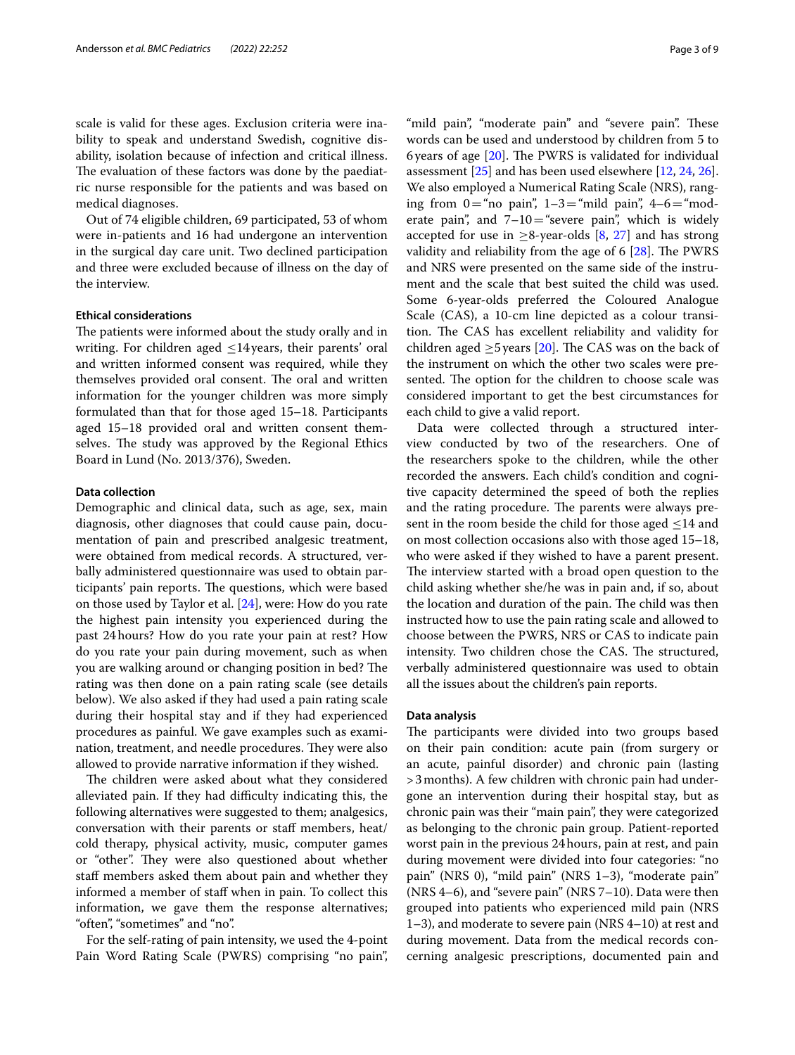scale is valid for these ages. Exclusion criteria were inability to speak and understand Swedish, cognitive disability, isolation because of infection and critical illness. The evaluation of these factors was done by the paediatric nurse responsible for the patients and was based on medical diagnoses.

Out of 74 eligible children, 69 participated, 53 of whom were in-patients and 16 had undergone an intervention in the surgical day care unit. Two declined participation and three were excluded because of illness on the day of the interview.

### Ethical considerations

The patients were informed about the study orally and in writing. For children aged ≤14 years, their parents' oral and written informed consent was required, while they themselves provided oral consent. The oral and written information for the younger children was more simply formulated than that for those aged 15–18. Participants aged 15–18 provided oral and written consent themselves. The study was approved by the Regional Ethics Board in Lund (No. 2013/376), Sweden.

### Data collection

Demographic and clinical data, such as age, sex, main diagnosis, other diagnoses that could cause pain, documentation of pain and prescribed analgesic treatment, were obtained from medical records. A structured, verbally administered questionnaire was used to obtain participants' pain reports. The questions, which were based on those used by Taylor et al. [24], were: How do you rate the highest pain intensity you experienced during the past 24 hours? How do you rate your pain at rest? How do you rate your pain during movement, such as when you are walking around or changing position in bed? The rating was then done on a pain rating scale (see details below). We also asked if they had used a pain rating scale during their hospital stay and if they had experienced procedures as painful. We gave examples such as examination, treatment, and needle procedures. They were also allowed to provide narrative information if they wished.

The children were asked about what they considered alleviated pain. If they had difficulty indicating this, the following alternatives were suggested to them; analgesics, conversation with their parents or staff members, heat/cold therapy, physical activity, music, computer games or "other". They were also questioned about whether staff members asked them about pain and whether they informed a member of staff when in pain. To collect this information, we gave them the response alternatives; "often", "sometimes" and "no".

For the self-rating of pain intensity, we used the 4-point Pain Word Rating Scale (PWRS) comprising "no pain", "mild pain", "moderate pain" and "severe pain". These words can be used and understood by children from 5 to 6 years of age [20]. The PWRS is validated for individual assessment [25] and has been used elsewhere [12, 24, 26]. We also employed a Numerical Rating Scale (NRS), ranging from 0 = "no pain", 1–3 = "mild pain", 4–6 = "moderate pain", and 7–10 = "severe pain", which is widely accepted for use in ≥8-year-olds [8, 27] and has strong validity and reliability from the age of 6 [28]. The PWRS and NRS were presented on the same side of the instrument and the scale that best suited the child was used. Some 6-year-olds preferred the Coloured Analogue Scale (CAS), a 10-cm line depicted as a colour transition. The CAS has excellent reliability and validity for children aged ≥5 years [20]. The CAS was on the back of the instrument on which the other two scales were presented. The option for the children to choose scale was considered important to get the best circumstances for each child to give a valid report.

Data were collected through a structured interview conducted by two of the researchers. One of the researchers spoke to the children, while the other recorded the answers. Each child's condition and cognitive capacity determined the speed of both the replies and the rating procedure. The parents were always present in the room beside the child for those aged ≤14 and on most collection occasions also with those aged 15–18, who were asked if they wished to have a parent present. The interview started with a broad open question to the child asking whether she/he was in pain and, if so, about the location and duration of the pain. The child was then instructed how to use the pain rating scale and allowed to choose between the PWRS, NRS or CAS to indicate pain intensity. Two children chose the CAS. The structured, verbally administered questionnaire was used to obtain all the issues about the children's pain reports.

### Data analysis

The participants were divided into two groups based on their pain condition: acute pain (from surgery or an acute, painful disorder) and chronic pain (lasting > 3 months). A few children with chronic pain had undergone an intervention during their hospital stay, but as chronic pain was their "main pain", they were categorized as belonging to the chronic pain group. Patient-reported worst pain in the previous 24 hours, pain at rest, and pain during movement were divided into four categories: "no pain" (NRS 0), "mild pain" (NRS 1–3), "moderate pain" (NRS 4–6), and "severe pain" (NRS 7–10). Data were then grouped into patients who experienced mild pain (NRS 1–3), and moderate to severe pain (NRS 4–10) at rest and during movement. Data from the medical records concerning analgesic prescriptions, documented pain and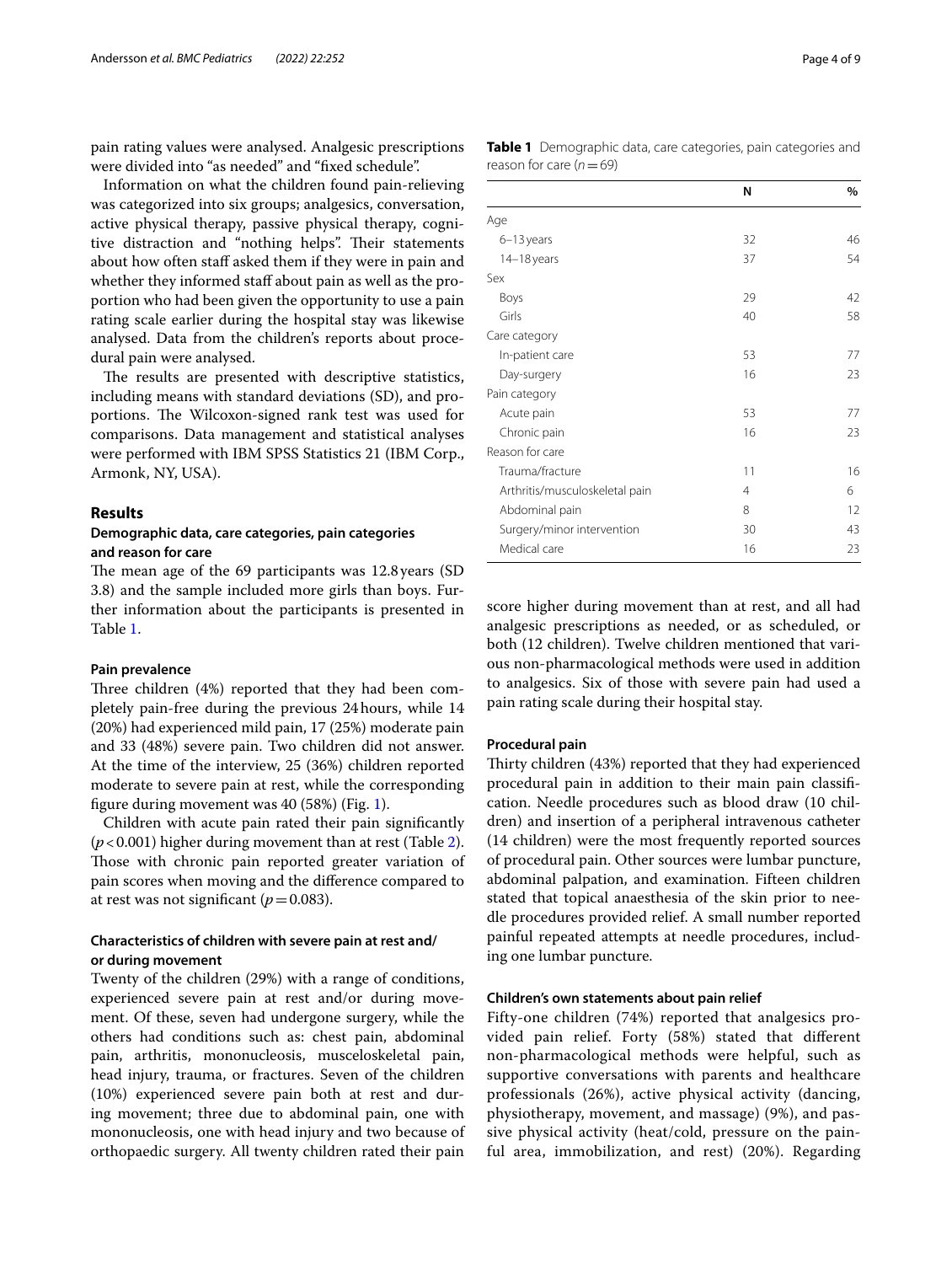pain rating values were analysed. Analgesic prescriptions were divided into "as needed" and "fixed schedule".

Information on what the children found pain-relieving was categorized into six groups; analgesics, conversation, active physical therapy, passive physical therapy, cognitive distraction and "nothing helps". Their statements about how often staff asked them if they were in pain and whether they informed staff about pain as well as the proportion who had been given the opportunity to use a pain rating scale earlier during the hospital stay was likewise analysed. Data from the children's reports about procedural pain were analysed.

The results are presented with descriptive statistics, including means with standard deviations (SD), and proportions. The Wilcoxon-signed rank test was used for comparisons. Data management and statistical analyses were performed with IBM SPSS Statistics 21 (IBM Corp., Armonk, NY, USA).

## Results

### Demographic data, care categories, pain categories and reason for care

The mean age of the 69 participants was 12.8 years (SD 3.8) and the sample included more girls than boys. Further information about the participants is presented in Table 1.

**Table 1** Demographic data, care categories, pain categories and reason for care ($n=69$)

| | N | % |
|---|---|---|
| Age | | |
| 6–13 years | 32 | 46 |
| 14–18 years | 37 | 54 |
| Sex | | |
| Boys | 29 | 42 |
| Girls | 40 | 58 |
| Care category | | |
| In-patient care | 53 | 77 |
| Day-surgery | 16 | 23 |
| Pain category | | |
| Acute pain | 53 | 77 |
| Chronic pain | 16 | 23 |
| Reason for care | | |
| Trauma/fracture | 11 | 16 |
| Arthritis/musculoskeletal pain | 4 | 6 |
| Abdominal pain | 8 | 12 |
| Surgery/minor intervention | 30 | 43 |
| Medical care | 16 | 23 |

#### Pain prevalence

Three children (4%) reported that they had been completely pain-free during the previous 24 hours, while 14 (20%) had experienced mild pain, 17 (25%) moderate pain and 33 (48%) severe pain. Two children did not answer. At the time of the interview, 25 (36%) children reported moderate to severe pain at rest, while the corresponding figure during movement was 40 (58%) (Fig. 1).

Children with acute pain rated their pain significantly ($p<0.001$) higher during movement than at rest (Table 2). Those with chronic pain reported greater variation of pain scores when moving and the difference compared to at rest was not significant ($p=0.083$).

### Characteristics of children with severe pain at rest and/or during movement

Twenty of the children (29%) with a range of conditions, experienced severe pain at rest and/or during movement. Of these, seven had undergone surgery, while the others had conditions such as: chest pain, abdominal pain, arthritis, mononucleosis, musceloskeletal pain, head injury, trauma, or fractures. Seven of the children (10%) experienced severe pain both at rest and during movement; three due to abdominal pain, one with mononucleosis, one with head injury and two because of orthopaedic surgery. All twenty children rated their pain score higher during movement than at rest, and all had analgesic prescriptions as needed, or as scheduled, or both (12 children). Twelve children mentioned that various non-pharmacological methods were used in addition to analgesics. Six of those with severe pain had used a pain rating scale during their hospital stay.

#### Procedural pain

Thirty children (43%) reported that they had experienced procedural pain in addition to their main pain classification. Needle procedures such as blood draw (10 children) and insertion of a peripheral intravenous catheter (14 children) were the most frequently reported sources of procedural pain. Other sources were lumbar puncture, abdominal palpation, and examination. Fifteen children stated that topical anaesthesia of the skin prior to needle procedures provided relief. A small number reported painful repeated attempts at needle procedures, including one lumbar puncture.

#### Children's own statements about pain relief

Fifty-one children (74%) reported that analgesics provided pain relief. Forty (58%) stated that different non-pharmacological methods were helpful, such as supportive conversations with parents and healthcare professionals (26%), active physical activity (dancing, physiotherapy, movement, and massage) (9%), and passive physical activity (heat/cold, pressure on the painful area, immobilization, and rest) (20%). Regarding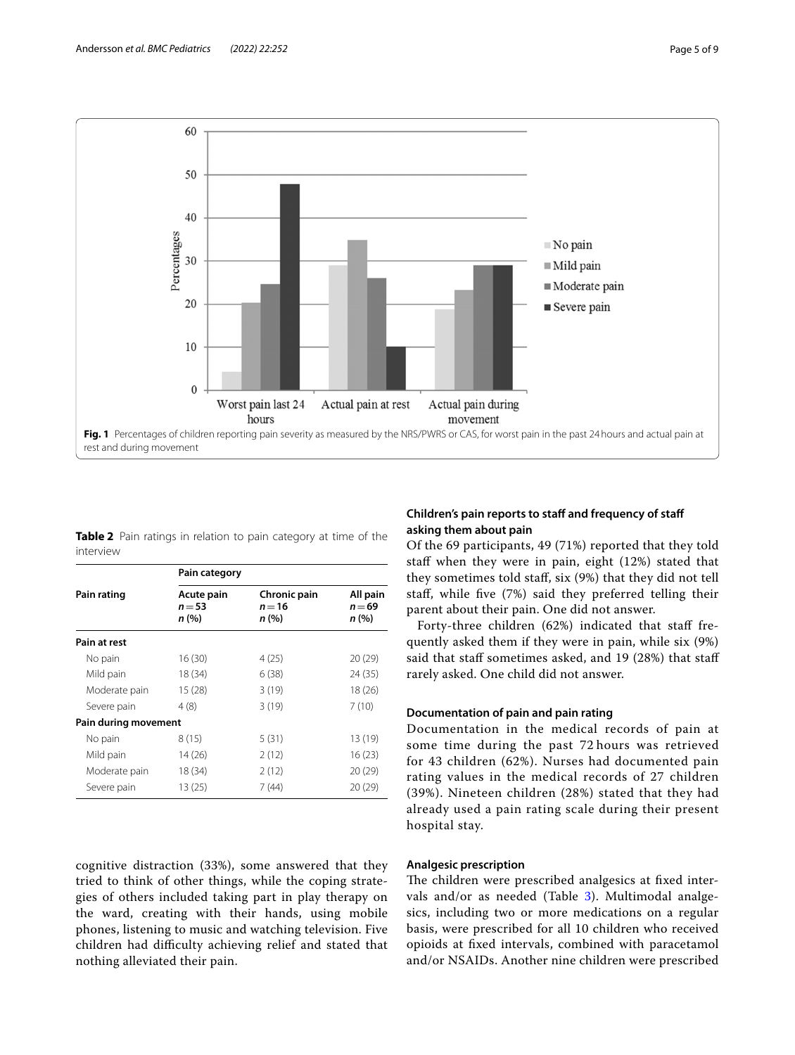Fig. 1 Percentages of children reporting pain severity as measured by the NRS/PWRS or CAS, for worst pain in the past 24 hours and actual pain at rest and during movement

**Table 2** Pain ratings in relation to pain category at time of the interview

| Pain rating | Pain category | | |
|---|---|---|---|
| | Acute pain $n = 53$ *n* (%) | Chronic pain $n = 16$ *n* (%) | All pain $n = 69$ *n* (%) |
| **Pain at rest** | | | |
| No pain | 16 (30) | 4 (25) | 20 (29) |
| Mild pain | 18 (34) | 6 (38) | 24 (35) |
| Moderate pain | 15 (28) | 3 (19) | 18 (26) |
| Severe pain | 4 (8) | 3 (19) | 7 (10) |
| **Pain during movement** | | | |
| No pain | 8 (15) | 5 (31) | 13 (19) |
| Mild pain | 14 (26) | 2 (12) | 16 (23) |
| Moderate pain | 18 (34) | 2 (12) | 20 (29) |
| Severe pain | 13 (25) | 7 (44) | 20 (29) |

cognitive distraction (33%), some answered that they tried to think of other things, while the coping strategies of others included taking part in play therapy on the ward, creating with their hands, using mobile phones, listening to music and watching television. Five children had difficulty achieving relief and stated that nothing alleviated their pain.

### Children's pain reports to staff and frequency of staff asking them about pain

Of the 69 participants, 49 (71%) reported that they told staff when they were in pain, eight (12%) stated that they sometimes told staff, six (9%) that they did not tell staff, while five (7%) said they preferred telling their parent about their pain. One did not answer.

Forty-three children (62%) indicated that staff frequently asked them if they were in pain, while six (9%) said that staff sometimes asked, and 19 (28%) that staff rarely asked. One child did not answer.

### Documentation of pain and pain rating

Documentation in the medical records of pain at some time during the past 72 hours was retrieved for 43 children (62%). Nurses had documented pain rating values in the medical records of 27 children (39%). Nineteen children (28%) stated that they had already used a pain rating scale during their present hospital stay.

### Analgesic prescription

The children were prescribed analgesics at fixed intervals and/or as needed (Table 3). Multimodal analgesics, including two or more medications on a regular basis, were prescribed for all 10 children who received opioids at fixed intervals, combined with paracetamol and/or NSAIDs. Another nine children were prescribed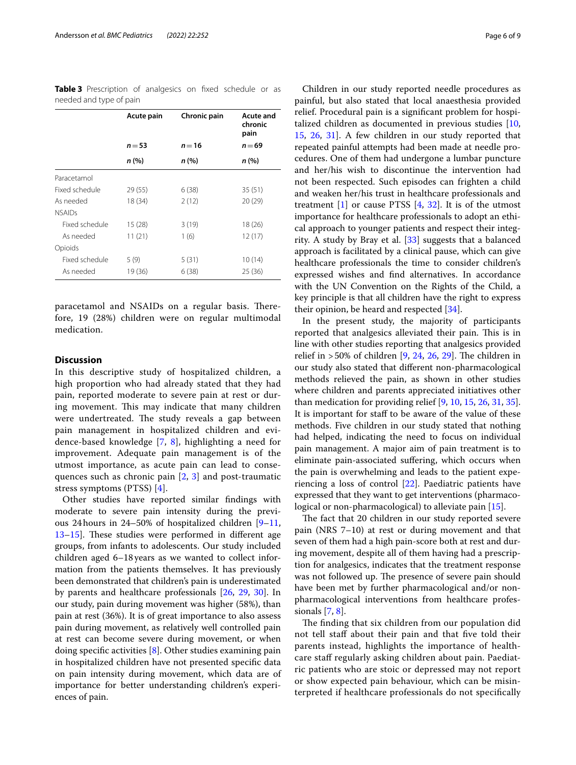**Table 3** Prescription of analgesics on fixed schedule or as needed and type of pain

| | Acute pain | Chronic pain | Acute and chronic pain |
|---|---|---|---|
| | *n* = 53 | *n* = 16 | *n* = 69 |
| | *n* (%) | *n* (%) | *n* (%) |
| Paracetamol | | | |
| Fixed schedule | 29 (55) | 6 (38) | 35 (51) |
| As needed | 18 (34) | 2 (12) | 20 (29) |
| NSAIDs | | | |
| Fixed schedule | 15 (28) | 3 (19) | 18 (26) |
| As needed | 11 (21) | 1 (6) | 12 (17) |
| Opioids | | | |
| Fixed schedule | 5 (9) | 5 (31) | 10 (14) |
| As needed | 19 (36) | 6 (38) | 25 (36) |

paracetamol and NSAIDs on a regular basis. Therefore, 19 (28%) children were on regular multimodal medication.

## Discussion

In this descriptive study of hospitalized children, a high proportion who had already stated that they had pain, reported moderate to severe pain at rest or during movement. This may indicate that many children were undertreated. The study reveals a gap between pain management in hospitalized children and evidence-based knowledge [7, 8], highlighting a need for improvement. Adequate pain management is of the utmost importance, as acute pain can lead to consequences such as chronic pain [2, 3] and post-traumatic stress symptoms (PTSS) [4].

Other studies have reported similar findings with moderate to severe pain intensity during the previous 24 hours in 24–50% of hospitalized children [9–11, 13–15]. These studies were performed in different age groups, from infants to adolescents. Our study included children aged 6–18 years as we wanted to collect information from the patients themselves. It has previously been demonstrated that children's pain is underestimated by parents and healthcare professionals [26, 29, 30]. In our study, pain during movement was higher (58%), than pain at rest (36%). It is of great importance to also assess pain during movement, as relatively well controlled pain at rest can become severe during movement, or when doing specific activities [8]. Other studies examining pain in hospitalized children have not presented specific data on pain intensity during movement, which data are of importance for better understanding children's experiences of pain.

Children in our study reported needle procedures as painful, but also stated that local anaesthesia provided relief. Procedural pain is a significant problem for hospitalized children as documented in previous studies [10, 15, 26, 31]. A few children in our study reported that repeated painful attempts had been made at needle procedures. One of them had undergone a lumbar puncture and her/his wish to discontinue the intervention had not been respected. Such episodes can frighten a child and weaken her/his trust in healthcare professionals and treatment [1] or cause PTSS [4, 32]. It is of the utmost importance for healthcare professionals to adopt an ethical approach to younger patients and respect their integrity. A study by Bray et al. [33] suggests that a balanced approach is facilitated by a clinical pause, which can give healthcare professionals the time to consider children's expressed wishes and find alternatives. In accordance with the UN Convention on the Rights of the Child, a key principle is that all children have the right to express their opinion, be heard and respected [34].

In the present study, the majority of participants reported that analgesics alleviated their pain. This is in line with other studies reporting that analgesics provided relief in >50% of children [9, 24, 26, 29]. The children in our study also stated that different non-pharmacological methods relieved the pain, as shown in other studies where children and parents appreciated initiatives other than medication for providing relief [9, 10, 15, 26, 31, 35]. It is important for staff to be aware of the value of these methods. Five children in our study stated that nothing had helped, indicating the need to focus on individual pain management. A major aim of pain treatment is to eliminate pain-associated suffering, which occurs when the pain is overwhelming and leads to the patient experiencing a loss of control [22]. Paediatric patients have expressed that they want to get interventions (pharmacological or non-pharmacological) to alleviate pain [15].

The fact that 20 children in our study reported severe pain (NRS 7–10) at rest or during movement and that seven of them had a high pain-score both at rest and during movement, despite all of them having had a prescription for analgesics, indicates that the treatment response was not followed up. The presence of severe pain should have been met by further pharmacological and/or non-pharmacological interventions from healthcare professionals [7, 8].

The finding that six children from our population did not tell staff about their pain and that five told their parents instead, highlights the importance of healthcare staff regularly asking children about pain. Paediatric patients who are stoic or depressed may not report or show expected pain behaviour, which can be misinterpreted if healthcare professionals do not specifically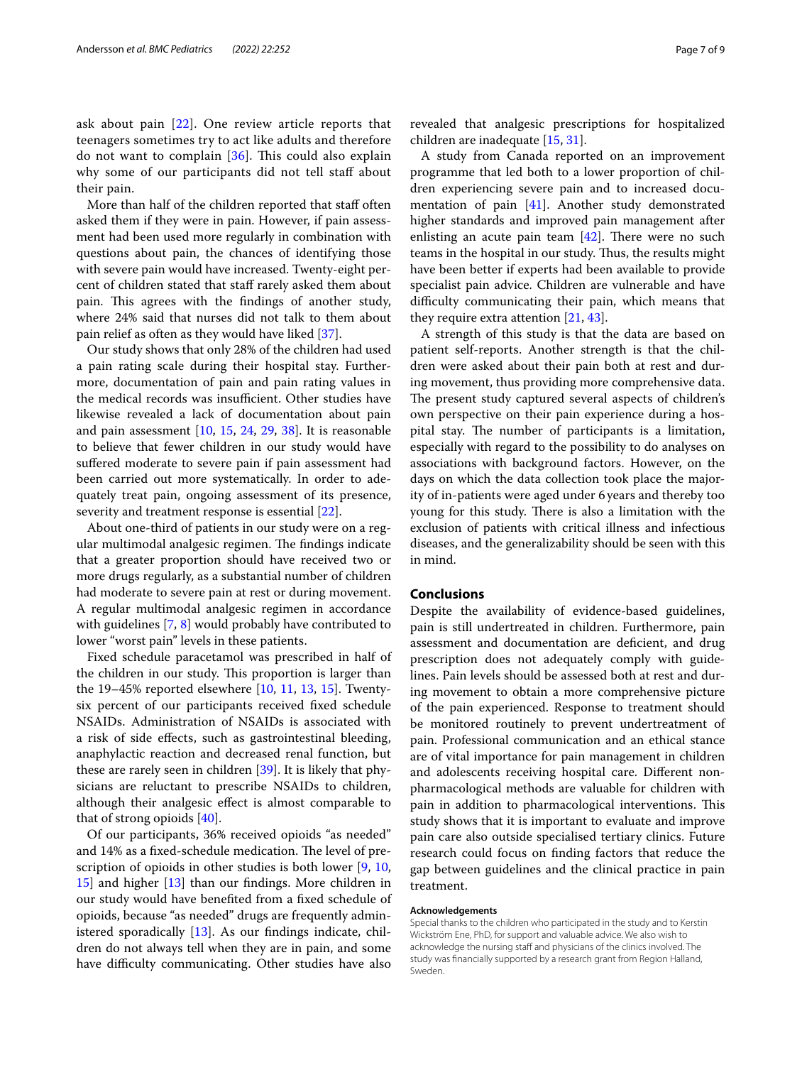ask about pain [22]. One review article reports that teenagers sometimes try to act like adults and therefore do not want to complain [36]. This could also explain why some of our participants did not tell staff about their pain.

More than half of the children reported that staff often asked them if they were in pain. However, if pain assessment had been used more regularly in combination with questions about pain, the chances of identifying those with severe pain would have increased. Twenty-eight percent of children stated that staff rarely asked them about pain. This agrees with the findings of another study, where 24% said that nurses did not talk to them about pain relief as often as they would have liked [37].

Our study shows that only 28% of the children had used a pain rating scale during their hospital stay. Furthermore, documentation of pain and pain rating values in the medical records was insufficient. Other studies have likewise revealed a lack of documentation about pain and pain assessment [10, 15, 24, 29, 38]. It is reasonable to believe that fewer children in our study would have suffered moderate to severe pain if pain assessment had been carried out more systematically. In order to adequately treat pain, ongoing assessment of its presence, severity and treatment response is essential [22].

About one-third of patients in our study were on a regular multimodal analgesic regimen. The findings indicate that a greater proportion should have received two or more drugs regularly, as a substantial number of children had moderate to severe pain at rest or during movement. A regular multimodal analgesic regimen in accordance with guidelines [7, 8] would probably have contributed to lower "worst pain" levels in these patients.

Fixed schedule paracetamol was prescribed in half of the children in our study. This proportion is larger than the 19–45% reported elsewhere [10, 11, 13, 15]. Twenty-six percent of our participants received fixed schedule NSAIDs. Administration of NSAIDs is associated with a risk of side effects, such as gastrointestinal bleeding, anaphylactic reaction and decreased renal function, but these are rarely seen in children [39]. It is likely that physicians are reluctant to prescribe NSAIDs to children, although their analgesic effect is almost comparable to that of strong opioids [40].

Of our participants, 36% received opioids "as needed" and 14% as a fixed-schedule medication. The level of prescription of opioids in other studies is both lower [9, 10, 15] and higher [13] than our findings. More children in our study would have benefited from a fixed schedule of opioids, because "as needed" drugs are frequently administered sporadically [13]. As our findings indicate, children do not always tell when they are in pain, and some have difficulty communicating. Other studies have also revealed that analgesic prescriptions for hospitalized children are inadequate [15, 31].

A study from Canada reported on an improvement programme that led both to a lower proportion of children experiencing severe pain and to increased documentation of pain [41]. Another study demonstrated higher standards and improved pain management after enlisting an acute pain team [42]. There were no such teams in the hospital in our study. Thus, the results might have been better if experts had been available to provide specialist pain advice. Children are vulnerable and have difficulty communicating their pain, which means that they require extra attention [21, 43].

A strength of this study is that the data are based on patient self-reports. Another strength is that the children were asked about their pain both at rest and during movement, thus providing more comprehensive data. The present study captured several aspects of children's own perspective on their pain experience during a hospital stay. The number of participants is a limitation, especially with regard to the possibility to do analyses on associations with background factors. However, on the days on which the data collection took place the majority of in-patients were aged under 6 years and thereby too young for this study. There is also a limitation with the exclusion of patients with critical illness and infectious diseases, and the generalizability should be seen with this in mind.

## Conclusions

Despite the availability of evidence-based guidelines, pain is still undertreated in children. Furthermore, pain assessment and documentation are deficient, and drug prescription does not adequately comply with guidelines. Pain levels should be assessed both at rest and during movement to obtain a more comprehensive picture of the pain experienced. Response to treatment should be monitored routinely to prevent undertreatment of pain. Professional communication and an ethical stance are of vital importance for pain management in children and adolescents receiving hospital care. Different non-pharmacological methods are valuable for children with pain in addition to pharmacological interventions. This study shows that it is important to evaluate and improve pain care also outside specialised tertiary clinics. Future research could focus on finding factors that reduce the gap between guidelines and the clinical practice in pain treatment.

#### Acknowledgements

Special thanks to the children who participated in the study and to Kerstin Wickström Ene, PhD, for support and valuable advice. We also wish to acknowledge the nursing staff and physicians of the clinics involved. The study was financially supported by a research grant from Region Halland, Sweden.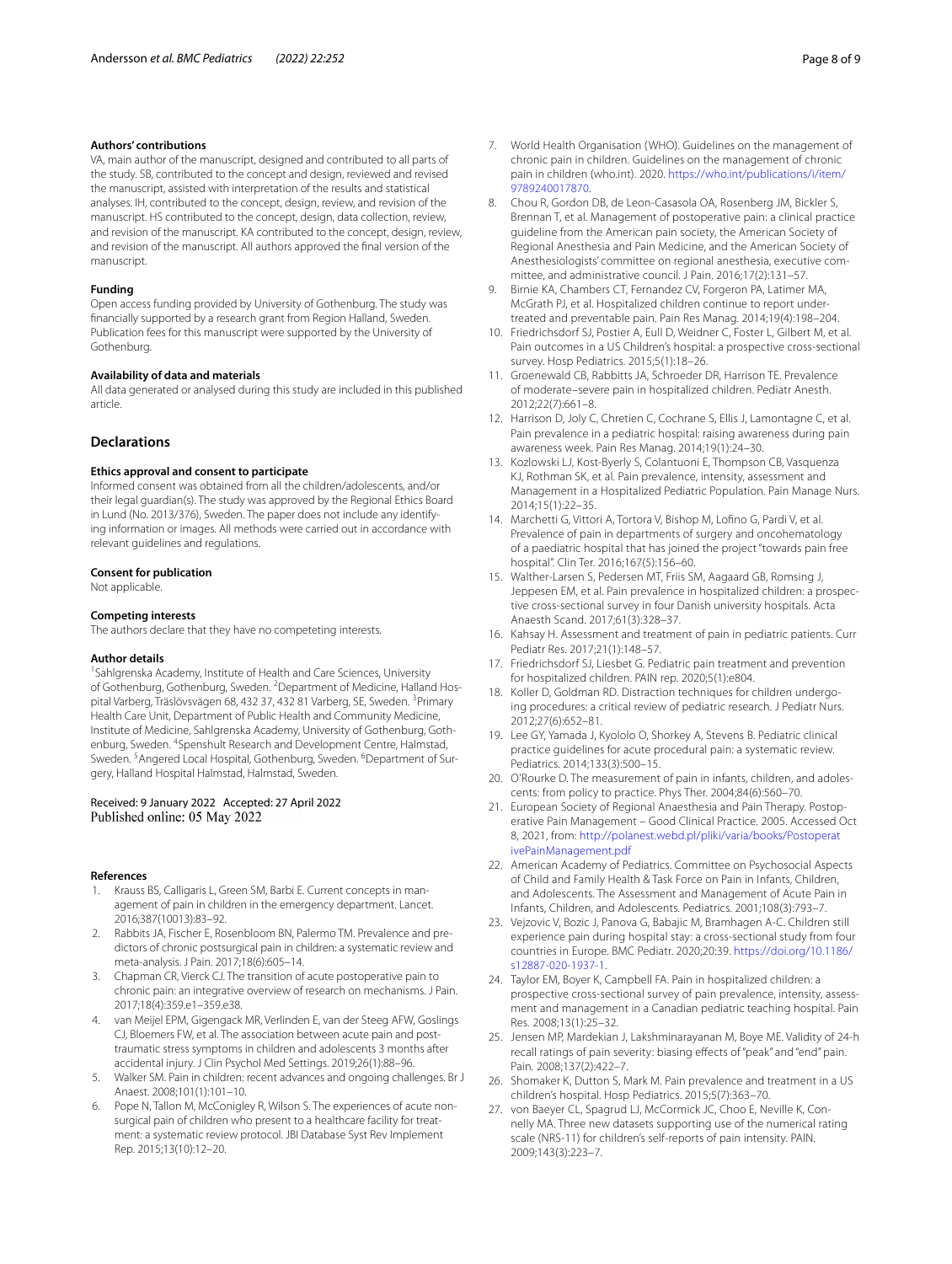### Authors' contributions

VA, main author of the manuscript, designed and contributed to all parts of the study. SB, contributed to the concept and design, reviewed and revised the manuscript, assisted with interpretation of the results and statistical analyses. IH, contributed to the concept, design, review, and revision of the manuscript. HS contributed to the concept, design, data collection, review, and revision of the manuscript. KA contributed to the concept, design, review, and revision of the manuscript. All authors approved the final version of the manuscript.

### Funding

Open access funding provided by University of Gothenburg. The study was financially supported by a research grant from Region Halland, Sweden. Publication fees for this manuscript were supported by the University of Gothenburg.

### Availability of data and materials

All data generated or analysed during this study are included in this published article.

## Declarations

### Ethics approval and consent to participate

Informed consent was obtained from all the children/adolescents, and/or their legal guardian(s). The study was approved by the Regional Ethics Board in Lund (No. 2013/376), Sweden. The paper does not include any identifying information or images. All methods were carried out in accordance with relevant guidelines and regulations.

### Consent for publication

Not applicable.

### Competing interests

The authors declare that they have no competeting interests.

### Author details

[1]Sahlgrenska Academy, Institute of Health and Care Sciences, University of Gothenburg, Gothenburg, Sweden. [2]Department of Medicine, Halland Hospital Varberg, Träslövsvägen 68, 432 37, 432 81 Varberg, SE, Sweden. [3]Primary Health Care Unit, Department of Public Health and Community Medicine, Institute of Medicine, Sahlgrenska Academy, University of Gothenburg, Gothenburg, Sweden. [4]Spenshult Research and Development Centre, Halmstad, Sweden. [5]Angered Local Hospital, Gothenburg, Sweden. [6]Department of Surgery, Halland Hospital Halmstad, Halmstad, Sweden.

Received: 9 January 2022 Accepted: 27 April 2022
Published online: 05 May 2022

### References

1. Krauss BS, Calligaris L, Green SM, Barbi E. Current concepts in management of pain in children in the emergency department. Lancet. 2016;387(10013):83–92.
2. Rabbits JA, Fischer E, Rosenbloom BN, Palermo TM. Prevalence and predictors of chronic postsurgical pain in children: a systematic review and meta-analysis. J Pain. 2017;18(6):605–14.
3. Chapman CR, Vierck CJ. The transition of acute postoperative pain to chronic pain: an integrative overview of research on mechanisms. J Pain. 2017;18(4):359.e1–359.e38.
4. van Meijel EPM, Gigengack MR, Verlinden E, van der Steeg AFW, Goslings CJ, Bloemers FW, et al. The association between acute pain and posttraumatic stress symptoms in children and adolescents 3 months after accidental injury. J Clin Psychol Med Settings. 2019;26(1):88–96.
5. Walker SM. Pain in children: recent advances and ongoing challenges. Br J Anaest. 2008;101(1):101–10.
6. Pope N, Tallon M, McConigley R, Wilson S. The experiences of acute nonsurgical pain of children who present to a healthcare facility for treatment: a systematic review protocol. JBI Database Syst Rev Implement Rep. 2015;13(10):12–20.
7. World Health Organisation (WHO). Guidelines on the management of chronic pain in children. Guidelines on the management of chronic pain in children (who.int). 2020. https://who.int/publications/i/item/9789240017870.
8. Chou R, Gordon DB, de Leon-Casasola OA, Rosenberg JM, Bickler S, Brennan T, et al. Management of postoperative pain: a clinical practice guideline from the American pain society, the American Society of Regional Anesthesia and Pain Medicine, and the American Society of Anesthesiologists' committee on regional anesthesia, executive committee, and administrative council. J Pain. 2016;17(2):131–57.
9. Birnie KA, Chambers CT, Fernandez CV, Forgeron PA, Latimer MA, McGrath PJ, et al. Hospitalized children continue to report undertreated and preventable pain. Pain Res Manag. 2014;19(4):198–204.
10. Friedrichsdorf SJ, Postier A, Eull D, Weidner C, Foster L, Gilbert M, et al. Pain outcomes in a US Children's hospital: a prospective cross-sectional survey. Hosp Pediatrics. 2015;5(1):18–26.
11. Groenewald CB, Rabbitts JA, Schroeder DR, Harrison TE. Prevalence of moderate–severe pain in hospitalized children. Pediatr Anesth. 2012;22(7):661–8.
12. Harrison D, Joly C, Chretien C, Cochrane S, Ellis J, Lamontagne C, et al. Pain prevalence in a pediatric hospital: raising awareness during pain awareness week. Pain Res Manag. 2014;19(1):24–30.
13. Kozlowski LJ, Kost-Byerly S, Colantuoni E, Thompson CB, Vasquenza KJ, Rothman SK, et al. Pain prevalence, intensity, assessment and Management in a Hospitalized Pediatric Population. Pain Manage Nurs. 2014;15(1):22–35.
14. Marchetti G, Vittori A, Tortora V, Bishop M, Lofino G, Pardi V, et al. Prevalence of pain in departments of surgery and oncohematology of a paediatric hospital that has joined the project "towards pain free hospital". Clin Ter. 2016;167(5):156–60.
15. Walther-Larsen S, Pedersen MT, Friis SM, Aagaard GB, Romsing J, Jeppesen EM, et al. Pain prevalence in hospitalized children: a prospective cross-sectional survey in four Danish university hospitals. Acta Anaesth Scand. 2017;61(3):328–37.
16. Kahsay H. Assessment and treatment of pain in pediatric patients. Curr Pediatr Res. 2017;21(1):148–57.
17. Friedrichsdorf SJ, Liesbet G. Pediatric pain treatment and prevention for hospitalized children. PAIN rep. 2020;5(1):e804.
18. Koller D, Goldman RD. Distraction techniques for children undergoing procedures: a critical review of pediatric research. J Pediatr Nurs. 2012;27(6):652–81.
19. Lee GY, Yamada J, Kyololo O, Shorkey A, Stevens B. Pediatric clinical practice guidelines for acute procedural pain: a systematic review. Pediatrics. 2014;133(3):500–15.
20. O'Rourke D. The measurement of pain in infants, children, and adolescents: from policy to practice. Phys Ther. 2004;84(6):560–70.
21. European Society of Regional Anaesthesia and Pain Therapy. Postoperative Pain Management – Good Clinical Practice. 2005. Accessed Oct 8, 2021, from: http://polanest.webd.pl/pliki/varia/books/PostoperativePainManagement.pdf
22. American Academy of Pediatrics. Committee on Psychosocial Aspects of Child and Family Health & Task Force on Pain in Infants, Children, and Adolescents. The Assessment and Management of Acute Pain in Infants, Children, and Adolescents. Pediatrics. 2001;108(3):793–7.
23. Vejzovic V, Bozic J, Panova G, Babajic M, Bramhagen A-C. Children still experience pain during hospital stay: a cross-sectional study from four countries in Europe. BMC Pediatr. 2020;20:39. https://doi.org/10.1186/s12887-020-1937-1.
24. Taylor EM, Boyer K, Campbell FA. Pain in hospitalized children: a prospective cross-sectional survey of pain prevalence, intensity, assessment and management in a Canadian pediatric teaching hospital. Pain Res. 2008;13(1):25–32.
25. Jensen MP, Mardekian J, Lakshminarayanan M, Boye ME. Validity of 24-h recall ratings of pain severity: biasing effects of "peak" and "end" pain. Pain. 2008;137(2):422–7.
26. Shomaker K, Dutton S, Mark M. Pain prevalence and treatment in a US children's hospital. Hosp Pediatrics. 2015;5(7):363–70.
27. von Baeyer CL, Spagrud LJ, McCormick JC, Choo E, Neville K, Connelly MA. Three new datasets supporting use of the numerical rating scale (NRS-11) for children's self-reports of pain intensity. PAIN. 2009;143(3):223–7.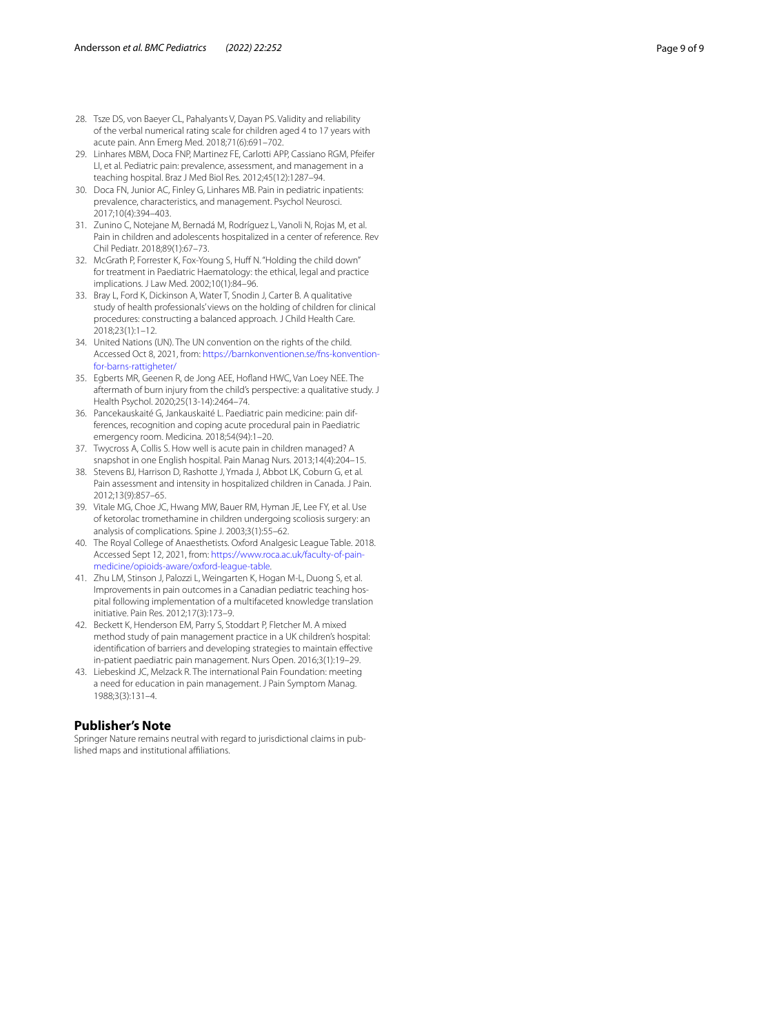28. Tsze DS, von Baeyer CL, Pahalyants V, Dayan PS. Validity and reliability of the verbal numerical rating scale for children aged 4 to 17 years with acute pain. Ann Emerg Med. 2018;71(6):691–702.
29. Linhares MBM, Doca FNP, Martinez FE, Carlotti APP, Cassiano RGM, Pfeifer LI, et al. Pediatric pain: prevalence, assessment, and management in a teaching hospital. Braz J Med Biol Res. 2012;45(12):1287–94.
30. Doca FN, Junior AC, Finley G, Linhares MB. Pain in pediatric inpatients: prevalence, characteristics, and management. Psychol Neurosci. 2017;10(4):394–403.
31. Zunino C, Notejane M, Bernadá M, Rodríguez L, Vanoli N, Rojas M, et al. Pain in children and adolescents hospitalized in a center of reference. Rev Chil Pediatr. 2018;89(1):67–73.
32. McGrath P, Forrester K, Fox-Young S, Huff N. "Holding the child down" for treatment in Paediatric Haematology: the ethical, legal and practice implications. J Law Med. 2002;10(1):84–96.
33. Bray L, Ford K, Dickinson A, Water T, Snodin J, Carter B. A qualitative study of health professionals' views on the holding of children for clinical procedures: constructing a balanced approach. J Child Health Care. 2018;23(1):1–12.
34. United Nations (UN). The UN convention on the rights of the child. Accessed Oct 8, 2021, from: https://barnkonventionen.se/fns-konvention-for-barns-rattigheter/
35. Egberts MR, Geenen R, de Jong AEE, Hofland HWC, Van Loey NEE. The aftermath of burn injury from the child's perspective: a qualitative study. J Health Psychol. 2020;25(13-14):2464–74.
36. Pancekauskaitė G, Jankauskaitė L. Paediatric pain medicine: pain differences, recognition and coping acute procedural pain in Paediatric emergency room. Medicina. 2018;54(94):1–20.
37. Twycross A, Collis S. How well is acute pain in children managed? A snapshot in one English hospital. Pain Manag Nurs. 2013;14(4):204–15.
38. Stevens BJ, Harrison D, Rashotte J, Ymada J, Abbot LK, Coburn G, et al. Pain assessment and intensity in hospitalized children in Canada. J Pain. 2012;13(9):857–65.
39. Vitale MG, Choe JC, Hwang MW, Bauer RM, Hyman JE, Lee FY, et al. Use of ketorolac tromethamine in children undergoing scoliosis surgery: an analysis of complications. Spine J. 2003;3(1):55–62.
40. The Royal College of Anaesthetists. Oxford Analgesic League Table. 2018. Accessed Sept 12, 2021, from: https://www.roca.ac.uk/faculty-of-pain-medicine/opioids-aware/oxford-league-table.
41. Zhu LM, Stinson J, Palozzi L, Weingarten K, Hogan M-L, Duong S, et al. Improvements in pain outcomes in a Canadian pediatric teaching hospital following implementation of a multifaceted knowledge translation initiative. Pain Res. 2012;17(3):173–9.
42. Beckett K, Henderson EM, Parry S, Stoddart P, Fletcher M. A mixed method study of pain management practice in a UK children's hospital: identification of barriers and developing strategies to maintain effective in-patient paediatric pain management. Nurs Open. 2016;3(1):19–29.
43. Liebeskind JC, Melzack R. The international Pain Foundation: meeting a need for education in pain management. J Pain Symptom Manag. 1988;3(3):131–4.

## Publisher's Note

Springer Nature remains neutral with regard to jurisdictional claims in published maps and institutional affiliations.